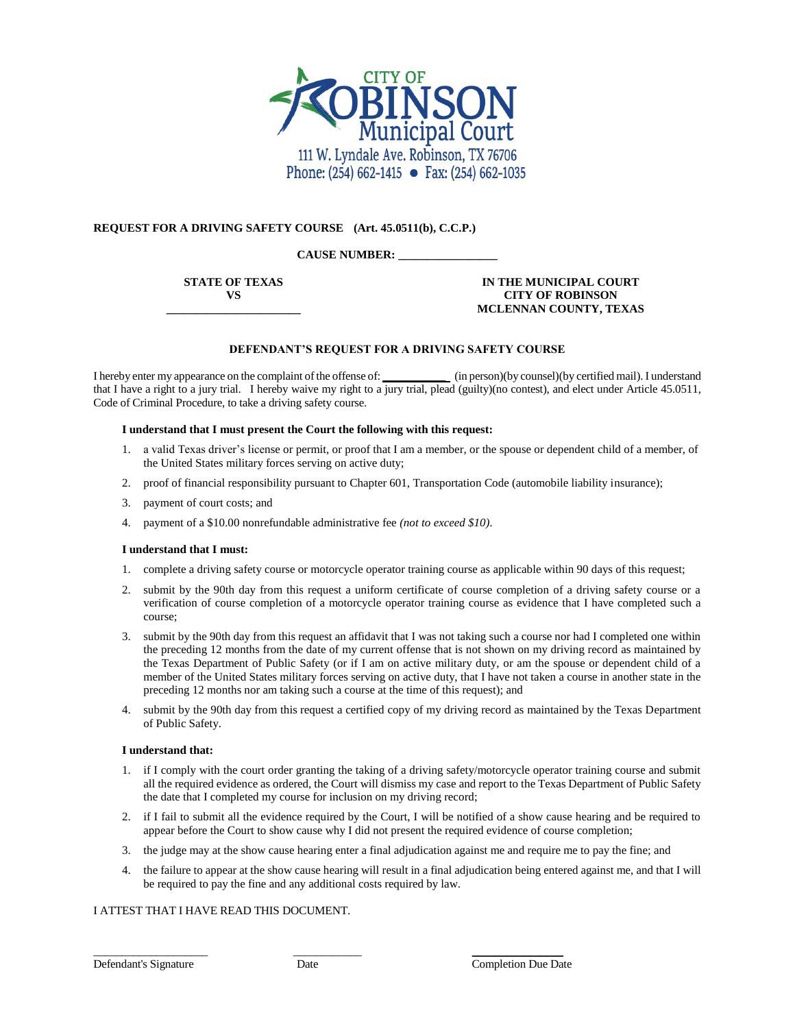CITY OF ROBINSON Municipal Court

111 W. Lyndale Ave. Robinson, TX 76706

Phone: (254) 662-1415 ● Fax: (254) 662-1035

**REQUEST FOR A DRIVING SAFETY COURSE (Art. 45.0511(b), C.C.P.)**

**CAUSE NUMBER: ________________**

| **STATE OF TEXAS**<br>**VS**<br>______________________ | **IN THE MUNICIPAL COURT**<br>**CITY OF ROBINSON**<br>**MCLENNAN COUNTY, TEXAS** |
|---|---|

**DEFENDANT'S REQUEST FOR A DRIVING SAFETY COURSE**

I hereby enter my appearance on the complaint of the offense of: ___________ (in person)(by counsel)(by certified mail). I understand that I have a right to a jury trial. I hereby waive my right to a jury trial, plead (guilty)(no contest), and elect under Article 45.0511, Code of Criminal Procedure, to take a driving safety course.

**I understand that I must present the Court the following with this request:**

1. a valid Texas driver's license or permit, or proof that I am a member, or the spouse or dependent child of a member, of the United States military forces serving on active duty;
2. proof of financial responsibility pursuant to Chapter 601, Transportation Code (automobile liability insurance);
3. payment of court costs; and
4. payment of a $10.00 nonrefundable administrative fee *(not to exceed $10)*.

**I understand that I must:**

1. complete a driving safety course or motorcycle operator training course as applicable within 90 days of this request;
2. submit by the 90th day from this request a uniform certificate of course completion of a driving safety course or a verification of course completion of a motorcycle operator training course as evidence that I have completed such a course;
3. submit by the 90th day from this request an affidavit that I was not taking such a course nor had I completed one within the preceding 12 months from the date of my current offense that is not shown on my driving record as maintained by the Texas Department of Public Safety (or if I am on active military duty, or am the spouse or dependent child of a member of the United States military forces serving on active duty, that I have not taken a course in another state in the preceding 12 months nor am taking such a course at the time of this request); and
4. submit by the 90th day from this request a certified copy of my driving record as maintained by the Texas Department of Public Safety.

**I understand that:**

1. if I comply with the court order granting the taking of a driving safety/motorcycle operator training course and submit all the required evidence as ordered, the Court will dismiss my case and report to the Texas Department of Public Safety the date that I completed my course for inclusion on my driving record;
2. if I fail to submit all the evidence required by the Court, I will be notified of a show cause hearing and be required to appear before the Court to show cause why I did not present the required evidence of course completion;
3. the judge may at the show cause hearing enter a final adjudication against me and require me to pay the fine; and
4. the failure to appear at the show cause hearing will result in a final adjudication being entered against me, and that I will be required to pay the fine and any additional costs required by law.

I ATTEST THAT I HAVE READ THIS DOCUMENT.

| ____________________<br>Defendant's Signature | ____________<br>Date | ________________<br>Completion Due Date |
|---|---|---|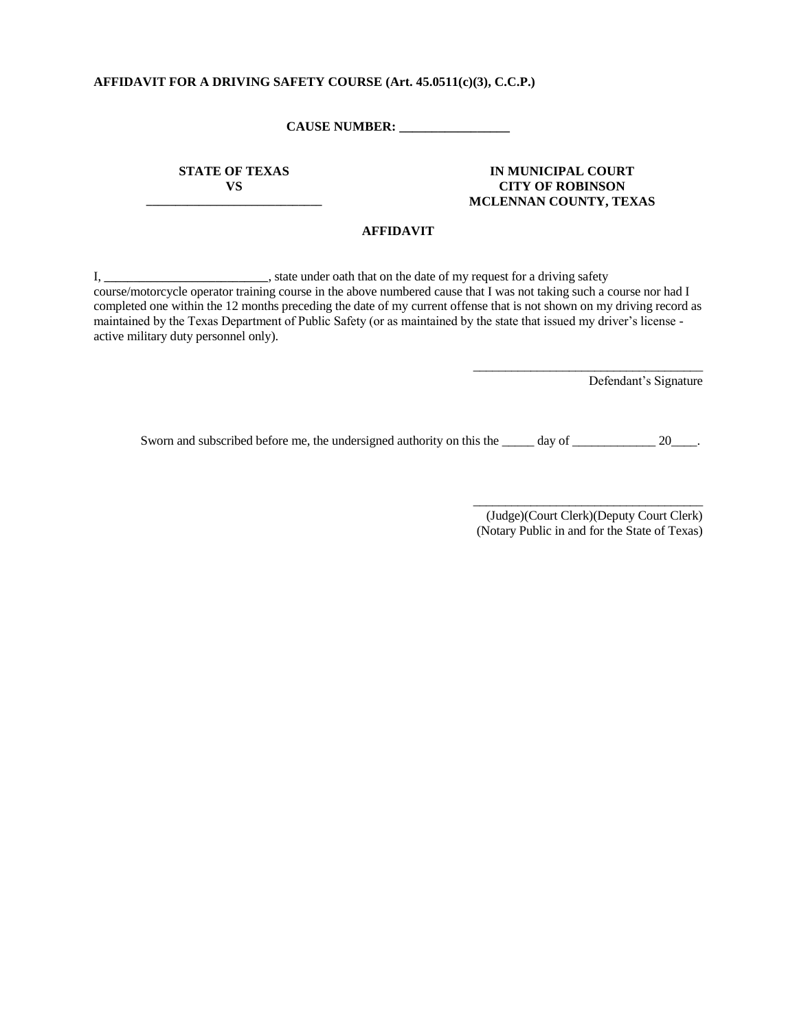**AFFIDAVIT FOR A DRIVING SAFETY COURSE (Art. 45.0511(c)(3), C.C.P.)**

**CAUSE NUMBER: _________________**

| | |
|---|---|
| **STATE OF TEXAS** | **IN MUNICIPAL COURT** |
| **VS** | **CITY OF ROBINSON** |
| **___________________________** | **MCLENNAN COUNTY, TEXAS** |

**AFFIDAVIT**

I, __________________________, state under oath that on the date of my request for a driving safety course/motorcycle operator training course in the above numbered cause that I was not taking such a course nor had I completed one within the 12 months preceding the date of my current offense that is not shown on my driving record as maintained by the Texas Department of Public Safety (or as maintained by the state that issued my driver's license - active military duty personnel only).

_____________________________________
Defendant's Signature

Sworn and subscribed before me, the undersigned authority on this the _____ day of _____________ 20____.

_____________________________________
(Judge)(Court Clerk)(Deputy Court Clerk)
(Notary Public in and for the State of Texas)